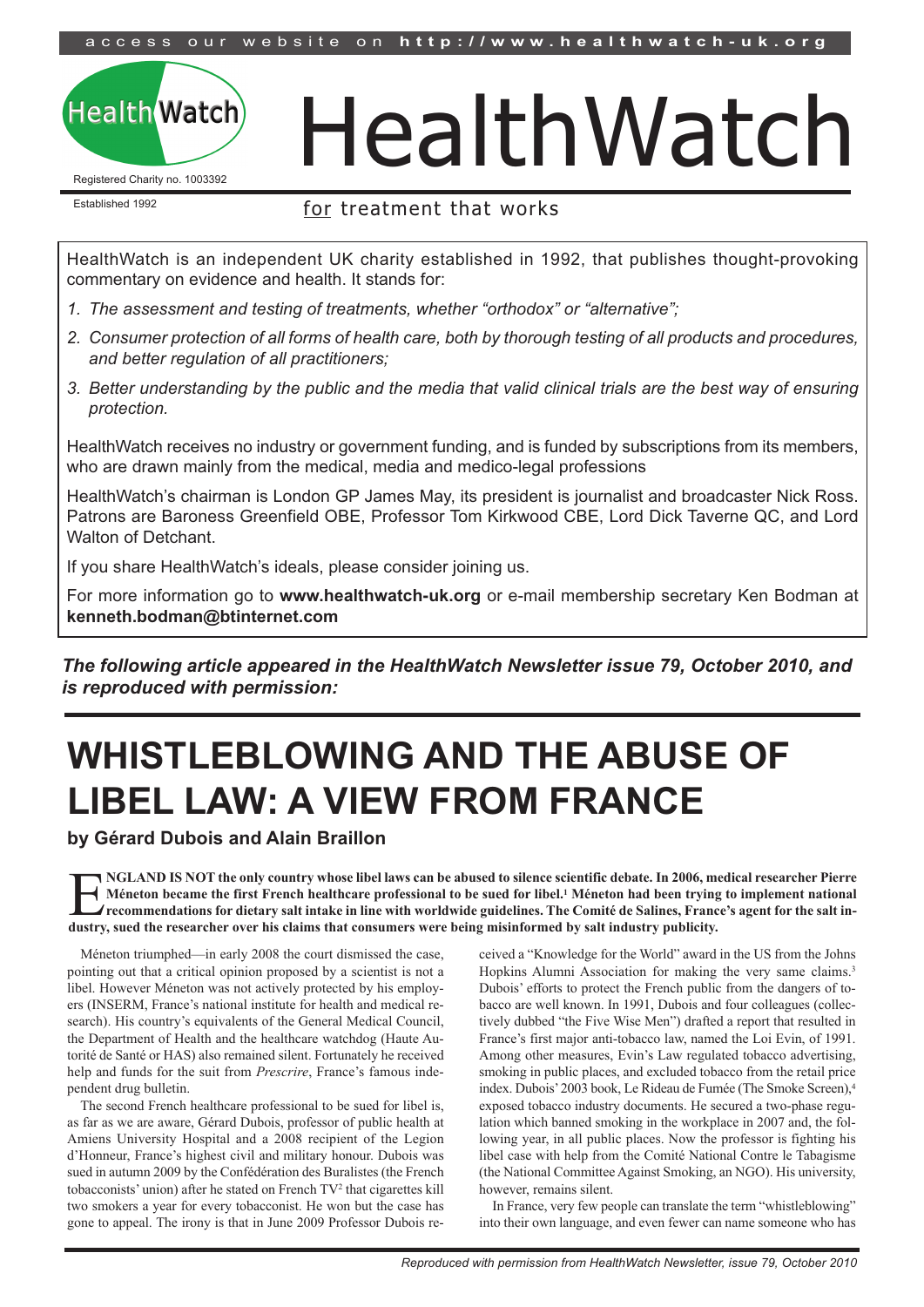access our website on **http://www.healthwatch-uk.org**

HealthWatch

Registered Charity no. 1003392

Established 1992

# HealthWatch

for treatment that works

HealthWatch is an independent UK charity established in 1992, that publishes thought-provoking commentary on evidence and health. It stands for:

1. *The assessment and testing of treatments, whether "orthodox" or "alternative";*
2. *Consumer protection of all forms of health care, both by thorough testing of all products and procedures, and better regulation of all practitioners;*
3. *Better understanding by the public and the media that valid clinical trials are the best way of ensuring protection.*

HealthWatch receives no industry or government funding, and is funded by subscriptions from its members, who are drawn mainly from the medical, media and medico-legal professions

HealthWatch's chairman is London GP James May, its president is journalist and broadcaster Nick Ross. Patrons are Baroness Greenfield OBE, Professor Tom Kirkwood CBE, Lord Dick Taverne QC, and Lord Walton of Detchant.

If you share HealthWatch's ideals, please consider joining us.

For more information go to **www.healthwatch-uk.org** or e-mail membership secretary Ken Bodman at **kenneth.bodman@btinternet.com**

***The following article appeared in the HealthWatch Newsletter issue 79, October 2010, and is reproduced with permission:***

# WHISTLEBLOWING AND THE ABUSE OF LIBEL LAW: A VIEW FROM FRANCE

**by Gérard Dubois and Alain Braillon**

**ENGLAND IS NOT the only country whose libel laws can be abused to silence scientific debate. In 2006, medical researcher Pierre Méneton became the first French healthcare professional to be sued for libel.[1] Méneton had been trying to implement national recommendations for dietary salt intake in line with worldwide guidelines. The Comité de Salines, France's agent for the salt industry, sued the researcher over his claims that consumers were being misinformed by salt industry publicity.**

Méneton triumphed—in early 2008 the court dismissed the case, pointing out that a critical opinion proposed by a scientist is not a libel. However Méneton was not actively protected by his employers (INSERM, France's national institute for health and medical research). His country's equivalents of the General Medical Council, the Department of Health and the healthcare watchdog (Haute Autorité de Santé or HAS) also remained silent. Fortunately he received help and funds for the suit from *Prescrire*, France's famous independent drug bulletin.

The second French healthcare professional to be sued for libel is, as far as we are aware, Gérard Dubois, professor of public health at Amiens University Hospital and a 2008 recipient of the Legion d'Honneur, France's highest civil and military honour. Dubois was sued in autumn 2009 by the Confédération des Buralistes (the French tobacconists' union) after he stated on French TV[2] that cigarettes kill two smokers a year for every tobacconist. He won but the case has gone to appeal. The irony is that in June 2009 Professor Dubois received a "Knowledge for the World" award in the US from the Johns Hopkins Alumni Association for making the very same claims.[3] Dubois' efforts to protect the French public from the dangers of tobacco are well known. In 1991, Dubois and four colleagues (collectively dubbed "the Five Wise Men") drafted a report that resulted in France's first major anti-tobacco law, named the Loi Evin, of 1991. Among other measures, Evin's Law regulated tobacco advertising, smoking in public places, and excluded tobacco from the retail price index. Dubois' 2003 book, Le Rideau de Fumée (The Smoke Screen),[4] exposed tobacco industry documents. He secured a two-phase regulation which banned smoking in the workplace in 2007 and, the following year, in all public places. Now the professor is fighting his libel case with help from the Comité National Contre le Tabagisme (the National Committee Against Smoking, an NGO). His university, however, remains silent.

In France, very few people can translate the term "whistleblowing" into their own language, and even fewer can name someone who has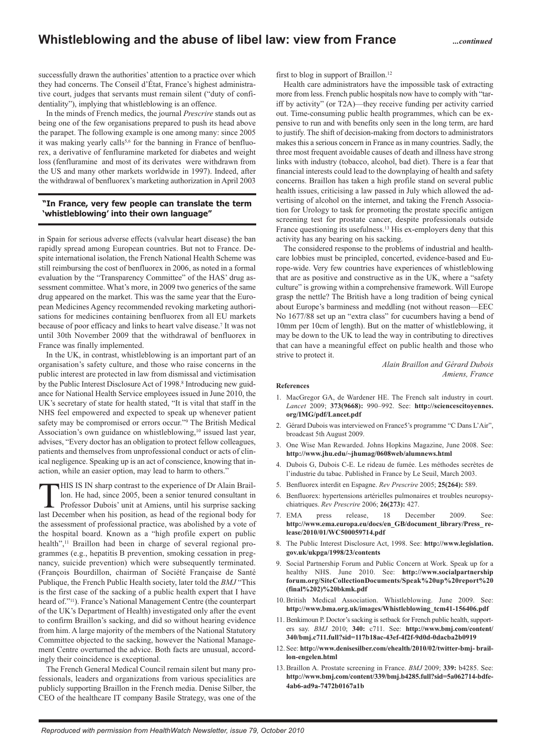# Whistleblowing and the abuse of libel law: view from France

*...continued*

successfully drawn the authorities' attention to a practice over which they had concerns. The Conseil d'État, France's highest administrative court, judges that servants must remain silent ("duty of confidentiality"), implying that whistleblowing is an offence.

In the minds of French medics, the journal *Prescrire* stands out as being one of the few organisations prepared to push its head above the parapet. The following example is one among many: since 2005 it was making yearly calls[5,6] for the banning in France of benfluorex, a derivative of fenfluramine marketed for diabetes and weight loss (fenfluramine and most of its derivates were withdrawn from the US and many other markets worldwide in 1997). Indeed, after the withdrawal of benfluorex's marketing authorization in April 2003 in Spain for serious adverse effects (valvular heart disease) the ban rapidly spread among European countries. But not to France. Despite international isolation, the French National Health Scheme was still reimbursing the cost of benfluorex in 2006, as noted in a formal evaluation by the "Transparency Committee" of the HAS' drug assessment committee. What's more, in 2009 two generics of the same drug appeared on the market. This was the same year that the European Medicines Agency recommended revoking marketing authorisations for medicines containing benfluorex from all EU markets because of poor efficacy and links to heart valve disease.[7] It was not until 30th November 2009 that the withdrawal of benfluorex in France was finally implemented.

**"In France, very few people can translate the term 'whistleblowing' into their own language"**

In the UK, in contrast, whistleblowing is an important part of an organisation's safety culture, and those who raise concerns in the public interest are protected in law from dismissal and victimisation by the Public Interest Disclosure Act of 1998.[8] Introducing new guidance for National Health Service employees issued in June 2010, the UK's secretary of state for health stated, "It is vital that staff in the NHS feel empowered and expected to speak up whenever patient safety may be compromised or errors occur."[9] The British Medical Association's own guidance on whistleblowing,[10] issued last year, advises, "Every doctor has an obligation to protect fellow colleagues, patients and themselves from unprofessional conduct or acts of clinical negligence. Speaking up is an act of conscience, knowing that inaction, while an easier option, may lead to harm to others."

THIS IS IN sharp contrast to the experience of Dr Alain Braillon. He had, since 2005, been a senior tenured consultant in Professor Dubois' unit at Amiens, until his surprise sacking last December when his position, as head of the regional body for the assessment of professional practice, was abolished by a vote of the hospital board. Known as a "high profile expert on public health",[11] Braillon had been in charge of several regional programmes (e.g., hepatitis B prevention, smoking cessation in pregnancy, suicide prevention) which were subsequently terminated. (François Bourdillon, chairman of Société Française de Santé Publique, the French Public Health society, later told the *BMJ* "This is the first case of the sacking of a public health expert that I have heard of."[11]). France's National Management Centre (the counterpart of the UK's Department of Health) investigated only after the event to confirm Braillon's sacking, and did so without hearing evidence from him. A large majority of the members of the National Statutory Committee objected to the sacking, however the National Management Centre overturned the advice. Both facts are unusual, accordingly their coincidence is exceptional.

The French General Medical Council remain silent but many professionals, leaders and organizations from various specialities are publicly supporting Braillon in the French media. Denise Silber, the CEO of the healthcare IT company Basile Strategy, was one of the first to blog in support of Braillon.[12]

Health care administrators have the impossible task of extracting more from less. French public hospitals now have to comply with "tariff by activity" (or T2A)—they receive funding per activity carried out. Time-consuming public health programmes, which can be expensive to run and with benefits only seen in the long term, are hard to justify. The shift of decision-making from doctors to administrators makes this a serious concern in France as in many countries. Sadly, the three most frequent avoidable causes of death and illness have strong links with industry (tobacco, alcohol, bad diet). There is a fear that financial interests could lead to the downplaying of health and safety concerns. Braillon has taken a high profile stand on several public health issues, criticising a law passed in July which allowed the advertising of alcohol on the internet, and taking the French Association for Urology to task for promoting the prostate specific antigen screening test for prostate cancer, despite professionals outside France questioning its usefulness.[13] His ex-employers deny that this activity has any bearing on his sacking.

The considered response to the problems of industrial and healthcare lobbies must be principled, concerted, evidence-based and Europe-wide. Very few countries have experiences of whistleblowing that are as positive and constructive as in the UK, where a "safety culture" is growing within a comprehensive framework. Will Europe grasp the nettle? The British have a long tradition of being cynical about Europe's barminess and meddling (not without reason—EEC No 1677/88 set up an "extra class" for cucumbers having a bend of 10mm per 10cm of length). But on the matter of whistleblowing, it may be down to the UK to lead the way in contributing to directives that can have a meaningful effect on public health and those who strive to protect it.

*Alain Braillon and Gérard Dubois*
*Amiens, France*

### References

1. MacGregor GA, de Wardener HE. The French salt industry in court. *Lancet* 2009; **373(9668):** 990–992. See: **http://sciencescitoyennes.org/IMG/pdf/Lancet.pdf**
2. Gérard Dubois was interviewed on France5's programme "C Dans L'Air", broadcast 5th August 2009.
3. One Wise Man Rewarded. Johns Hopkins Magazine, June 2008. See: **http://www.jhu.edu/~jhumag/0608web/alumnews.html**
4. Dubois G, Dubois C-E. Le rideau de fumée. Les méthodes secrètes de l'industrie du tabac. Published in France by Le Seuil, March 2003.
5. Benfluorex interdit en Espagne. *Rev Prescrire* 2005; **25(264):** 589.
6. Benfluorex: hypertensions artérielles pulmonaires et troubles neuropsychiatriques. *Rev Prescrire* 2006; **26(273):** 427.
7. EMA press release, 18 December 2009. See: **http://www.ema.europa.eu/docs/en_GB/document_library/Press_ release/2010/01/WC500059714.pdf**
8. The Public Interest Disclosure Act, 1998. See: **http://www.legislation.gov.uk/ukpga/1998/23/contents**
9. Social Partnership Forum and Public Concern at Work. Speak up for a healthy NHS. June 2010. See: **http://www.socialpartnershipforum.org/SiteCollectionDocuments/Speak%20up%20report%20(final%202)%20bkmk.pdf**
10. British Medical Association. Whistleblowing. June 2009. See: **http://www.bma.org.uk/images/Whistleblowing_tcm41-156406.pdf**
11. Benkimoun P. Doctor's sacking is setback for French public health, supporters say. *BMJ* 2010; **340:** c711. See: **http://www.bmj.com/content/340/bmj.c711.full?sid=117b18ac-43ef-4f2f-9d0d-0dacba2b0919**
12. See: **http://www.denisesilber.com/ehealth/2010/02/twitter-bmj- braillon-engelen.html**
13. Braillon A. Prostate screening in France. *BMJ* 2009; **339:** b4285. See: **http://www.bmj.com/content/339/bmj.b4285.full?sid=5a062714-bdfe-4ab6-ad9a-7472b0167a1b**

*Reproduced with permission from HealthWatch Newsletter, issue 79, October 2010*